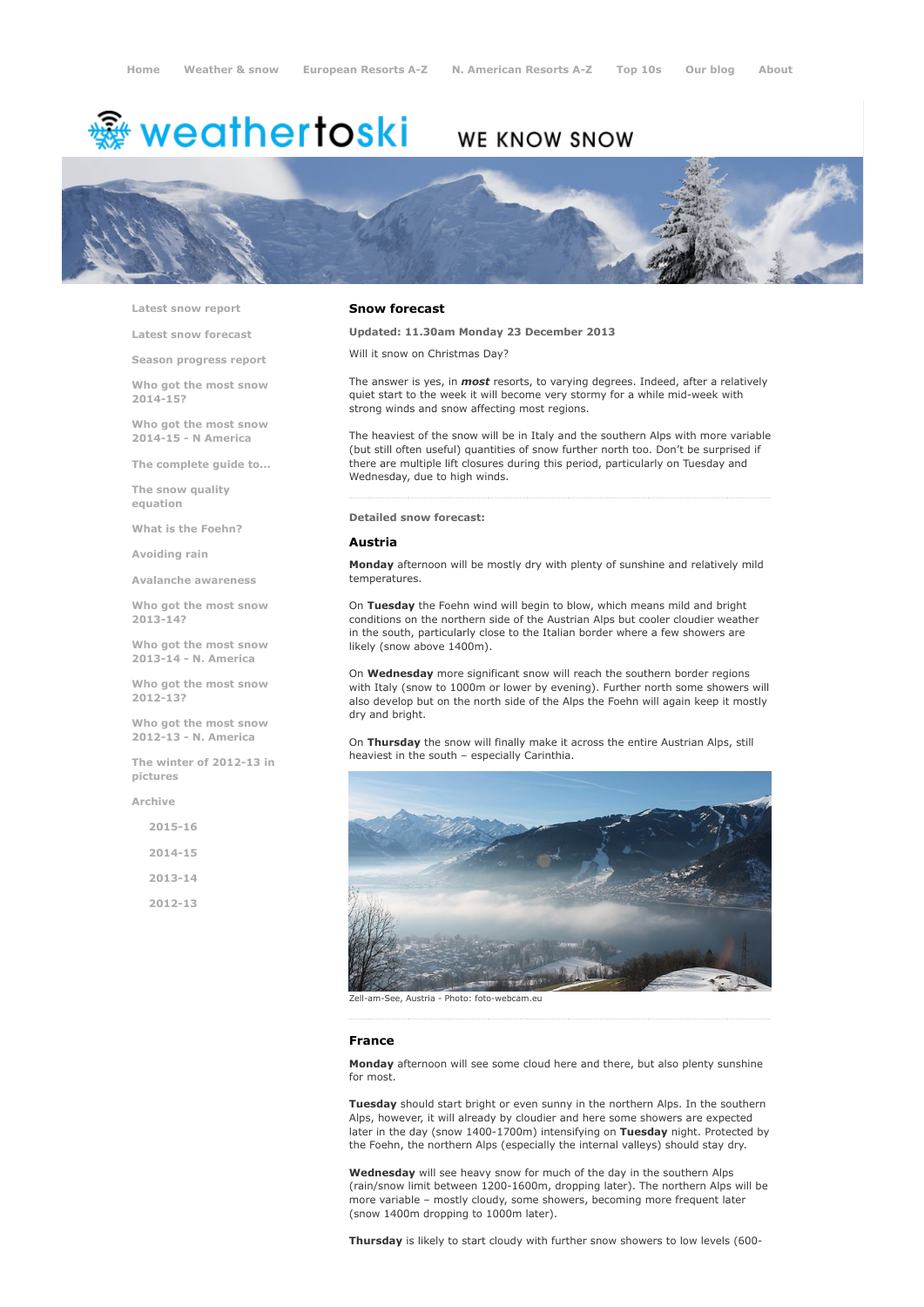Home Weather & snow European Resorts A-Z N. American Resorts A-Z Top 10s Our blog About

# weathertoski WE KNOW SNOW

- Latest snow report
- Latest snow forecast
- Season progress report
- Who got the most snow 2014-15?
- Who got the most snow 2014-15 - N America
- The complete guide to...
- The snow quality equation
- What is the Foehn?
- Avoiding rain
- Avalanche awareness
- Who got the most snow 2013-14?
- Who got the most snow 2013-14 - N. America
- Who got the most snow 2012-13?
- Who got the most snow 2012-13 - N. America
- The winter of 2012-13 in pictures
- Archive
  - 2015-16
  - 2014-15
  - 2013-14
  - 2012-13

## Snow forecast

**Updated: 11.30am Monday 23 December 2013**

Will it snow on Christmas Day?

The answer is yes, in ***most*** resorts, to varying degrees. Indeed, after a relatively quiet start to the week it will become very stormy for a while mid-week with strong winds and snow affecting most regions.

The heaviest of the snow will be in Italy and the southern Alps with more variable (but still often useful) quantities of snow further north too. Don't be surprised if there are multiple lift closures during this period, particularly on Tuesday and Wednesday, due to high winds.

**Detailed snow forecast:**

### Austria

**Monday** afternoon will be mostly dry with plenty of sunshine and relatively mild temperatures.

On **Tuesday** the Foehn wind will begin to blow, which means mild and bright conditions on the northern side of the Austrian Alps but cooler cloudier weather in the south, particularly close to the Italian border where a few showers are likely (snow above 1400m).

On **Wednesday** more significant snow will reach the southern border regions with Italy (snow to 1000m or lower by evening). Further north some showers will also develop but on the north side of the Alps the Foehn will again keep it mostly dry and bright.

On **Thursday** the snow will finally make it across the entire Austrian Alps, still heaviest in the south – especially Carinthia.

Zell-am-See, Austria - Photo: foto-webcam.eu

### France

**Monday** afternoon will see some cloud here and there, but also plenty sunshine for most.

**Tuesday** should start bright or even sunny in the northern Alps. In the southern Alps, however, it will already by cloudier and here some showers are expected later in the day (snow 1400-1700m) intensifying on **Tuesday** night. Protected by the Foehn, the northern Alps (especially the internal valleys) should stay dry.

**Wednesday** will see heavy snow for much of the day in the southern Alps (rain/snow limit between 1200-1600m, dropping later). The northern Alps will be more variable – mostly cloudy, some showers, becoming more frequent later (snow 1400m dropping to 1000m later).

**Thursday** is likely to start cloudy with further snow showers to low levels (600-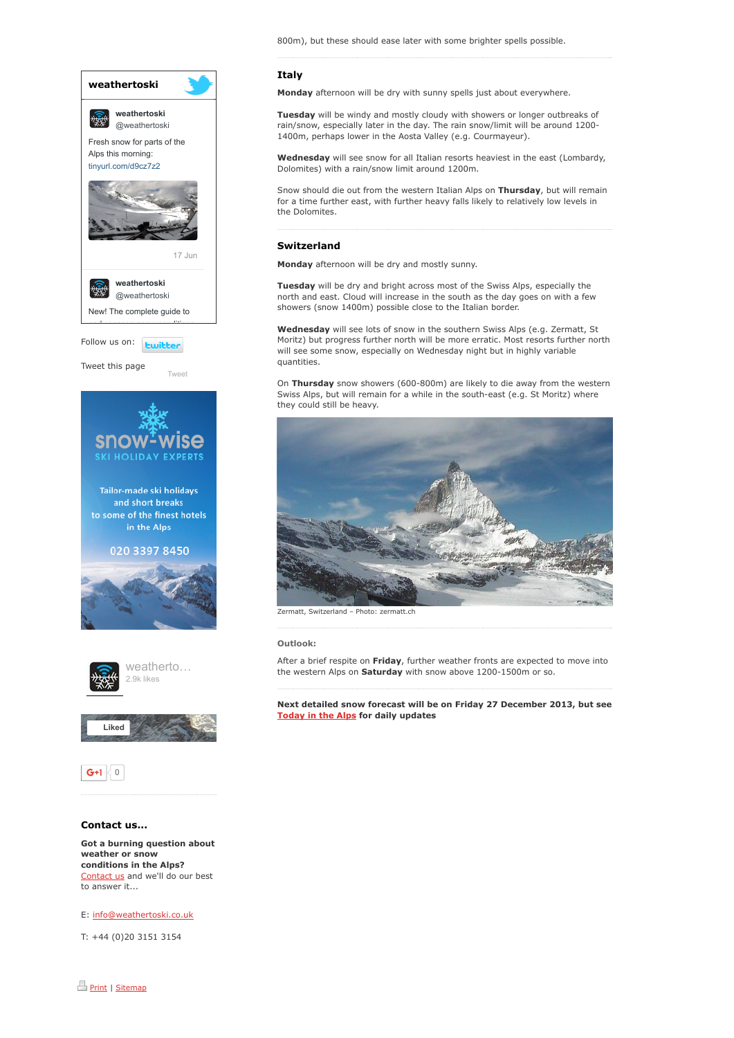800m), but these should ease later with some brighter spells possible.

### Italy

**Monday** afternoon will be dry with sunny spells just about everywhere.

**Tuesday** will be windy and mostly cloudy with showers or longer outbreaks of rain/snow, especially later in the day. The rain snow/limit will be around 1200-1400m, perhaps lower in the Aosta Valley (e.g. Courmayeur).

**Wednesday** will see snow for all Italian resorts heaviest in the east (Lombardy, Dolomites) with a rain/snow limit around 1200m.

Snow should die out from the western Italian Alps on **Thursday**, but will remain for a time further east, with further heavy falls likely to relatively low levels in the Dolomites.

### Switzerland

**Monday** afternoon will be dry and mostly sunny.

**Tuesday** will be dry and bright across most of the Swiss Alps, especially the north and east. Cloud will increase in the south as the day goes on with a few showers (snow 1400m) possible close to the Italian border.

**Wednesday** will see lots of snow in the southern Swiss Alps (e.g. Zermatt, St Moritz) but progress further north will be more erratic. Most resorts further north will see some snow, especially on Wednesday night but in highly variable quantities.

On **Thursday** snow showers (600-800m) are likely to die away from the western Swiss Alps, but will remain for a while in the south-east (e.g. St Moritz) where they could still be heavy.

Zermatt, Switzerland – Photo: zermatt.ch

**Outlook:**

After a brief respite on **Friday**, further weather fronts are expected to move into the western Alps on **Saturday** with snow above 1200-1500m or so.

**Next detailed snow forecast will be on Friday 27 December 2013, but see Today in the Alps for daily updates**

**weathertoski**

weathertoski @weathertoski

Fresh snow for parts of the Alps this morning: tinyurl.com/d9cz7z2

17 Jun

weathertoski @weathertoski

New! The complete guide to

Follow us on: twitter

Tweet this page

Tweet

snow-wise
SKI HOLIDAY EXPERTS

Tailor-made ski holidays and short breaks to some of the finest hotels in the Alps

020 3397 8450

weatherto...
2.9k likes

Liked

G+1 0

### Contact us...

**Got a burning question about weather or snow conditions in the Alps?**
Contact us and we'll do our best to answer it...

E: info@weathertoski.co.uk

T: +44 (0)20 3151 3154

Print | Sitemap